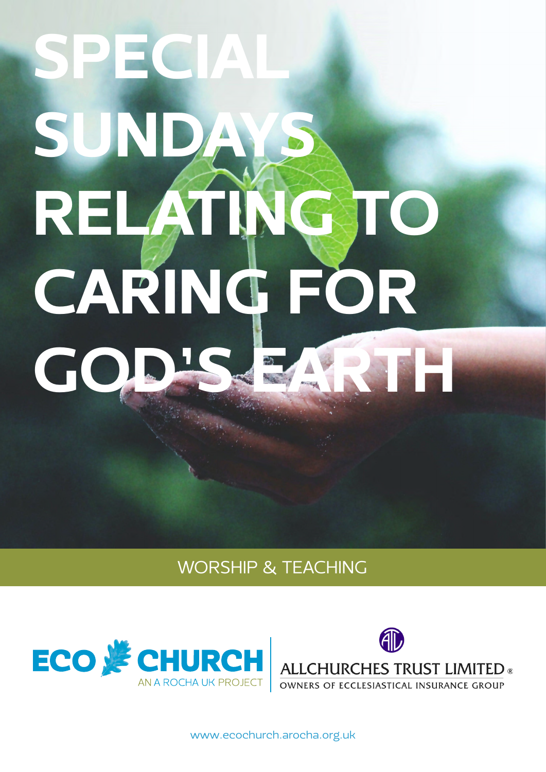# SPECIAL SUNDAYS RELATING TO CARING FOR GOD'S EARTH

WORSHIP & TEACHING

ECO CHURCH
AN A ROCHA UK PROJECT

ALLCHURCHES TRUST LIMITED ®
OWNERS OF ECCLESIASTICAL INSURANCE GROUP

www.ecochurch.arocha.org.uk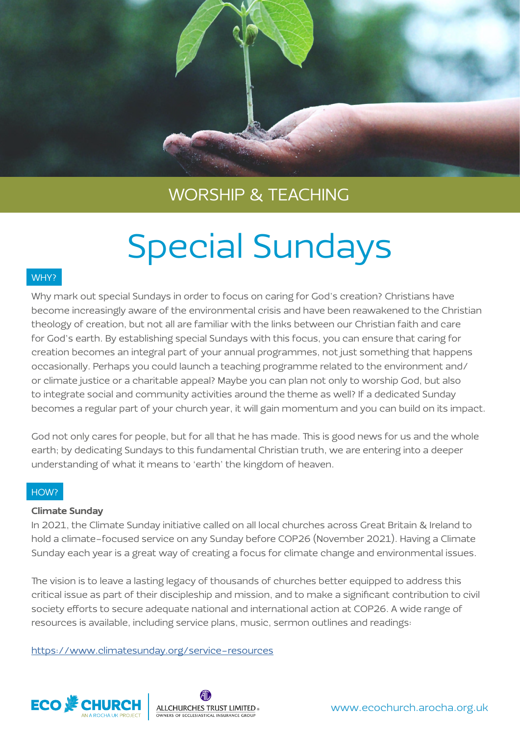WORSHIP & TEACHING

# Special Sundays

## WHY?

Why mark out special Sundays in order to focus on caring for God's creation? Christians have become increasingly aware of the environmental crisis and have been reawakened to the Christian theology of creation, but not all are familiar with the links between our Christian faith and care for God's earth. By establishing special Sundays with this focus, you can ensure that caring for creation becomes an integral part of your annual programmes, not just something that happens occasionally. Perhaps you could launch a teaching programme related to the environment and/or climate justice or a charitable appeal? Maybe you can plan not only to worship God, but also to integrate social and community activities around the theme as well? If a dedicated Sunday becomes a regular part of your church year, it will gain momentum and you can build on its impact.

God not only cares for people, but for all that he has made. This is good news for us and the whole earth; by dedicating Sundays to this fundamental Christian truth, we are entering into a deeper understanding of what it means to 'earth' the kingdom of heaven.

## HOW?

**Climate Sunday**

In 2021, the Climate Sunday initiative called on all local churches across Great Britain & Ireland to hold a climate-focused service on any Sunday before COP26 (November 2021). Having a Climate Sunday each year is a great way of creating a focus for climate change and environmental issues.

The vision is to leave a lasting legacy of thousands of churches better equipped to address this critical issue as part of their discipleship and mission, and to make a significant contribution to civil society efforts to secure adequate national and international action at COP26. A wide range of resources is available, including service plans, music, sermon outlines and readings:

https://www.climatesunday.org/service-resources

ECO CHURCH AN A ROCHA UK PROJECT | ALLCHURCHES TRUST LIMITED OWNERS OF ECCLESIASTICAL INSURANCE GROUP

www.ecochurch.arocha.org.uk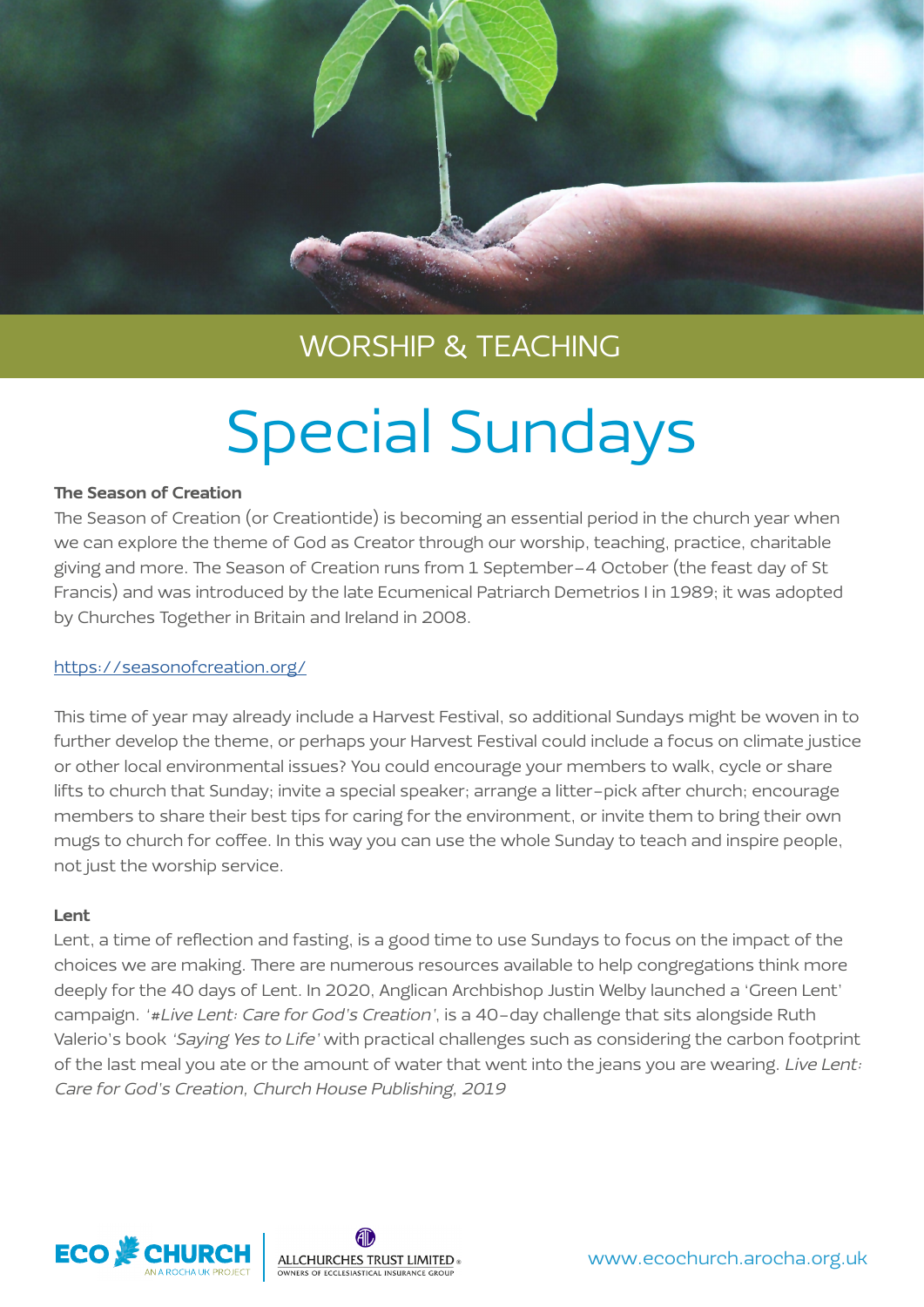WORSHIP & TEACHING

# Special Sundays

**The Season of Creation**

The Season of Creation (or Creationtide) is becoming an essential period in the church year when we can explore the theme of God as Creator through our worship, teaching, practice, charitable giving and more. The Season of Creation runs from 1 September–4 October (the feast day of St Francis) and was introduced by the late Ecumenical Patriarch Demetrios I in 1989; it was adopted by Churches Together in Britain and Ireland in 2008.

https://seasonofcreation.org/

This time of year may already include a Harvest Festival, so additional Sundays might be woven in to further develop the theme, or perhaps your Harvest Festival could include a focus on climate justice or other local environmental issues? You could encourage your members to walk, cycle or share lifts to church that Sunday; invite a special speaker; arrange a litter-pick after church; encourage members to share their best tips for caring for the environment, or invite them to bring their own mugs to church for coffee. In this way you can use the whole Sunday to teach and inspire people, not just the worship service.

**Lent**

Lent, a time of reflection and fasting, is a good time to use Sundays to focus on the impact of the choices we are making. There are numerous resources available to help congregations think more deeply for the 40 days of Lent. In 2020, Anglican Archbishop Justin Welby launched a 'Green Lent' campaign. '*#Live Lent: Care for God's Creation*', is a 40-day challenge that sits alongside Ruth Valerio's book *'Saying Yes to Life'* with practical challenges such as considering the carbon footprint of the last meal you ate or the amount of water that went into the jeans you are wearing. *Live Lent: Care for God's Creation, Church House Publishing, 2019*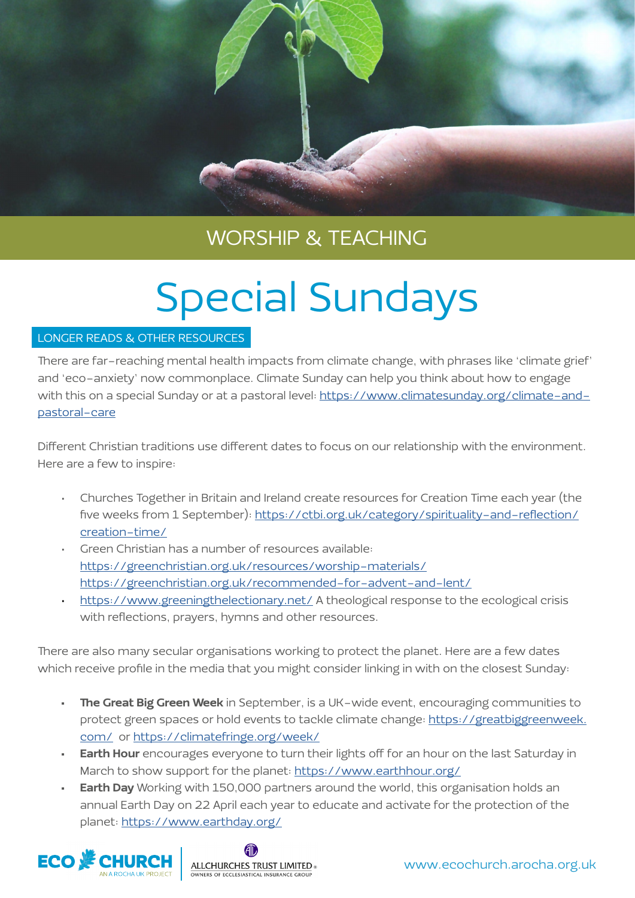## WORSHIP & TEACHING

# Special Sundays

### LONGER READS & OTHER RESOURCES

There are far-reaching mental health impacts from climate change, with phrases like 'climate grief' and 'eco-anxiety' now commonplace. Climate Sunday can help you think about how to engage with this on a special Sunday or at a pastoral level: https://www.climatesunday.org/climate-and-pastoral-care

Different Christian traditions use different dates to focus on our relationship with the environment. Here are a few to inspire:

- Churches Together in Britain and Ireland create resources for Creation Time each year (the five weeks from 1 September): https://ctbi.org.uk/category/spirituality-and-reflection/creation-time/
- Green Christian has a number of resources available: https://greenchristian.org.uk/resources/worship-materials/ https://greenchristian.org.uk/recommended-for-advent-and-lent/
- https://www.greeningthelectionary.net/ A theological response to the ecological crisis with reflections, prayers, hymns and other resources.

There are also many secular organisations working to protect the planet. Here are a few dates which receive profile in the media that you might consider linking in with on the closest Sunday:

- **The Great Big Green Week** in September, is a UK-wide event, encouraging communities to protect green spaces or hold events to tackle climate change: https://greatbiggreenweek.com/ or https://climatefringe.org/week/
- **Earth Hour** encourages everyone to turn their lights off for an hour on the last Saturday in March to show support for the planet: https://www.earthhour.org/
- **Earth Day** Working with 150,000 partners around the world, this organisation holds an annual Earth Day on 22 April each year to educate and activate for the protection of the planet: https://www.earthday.org/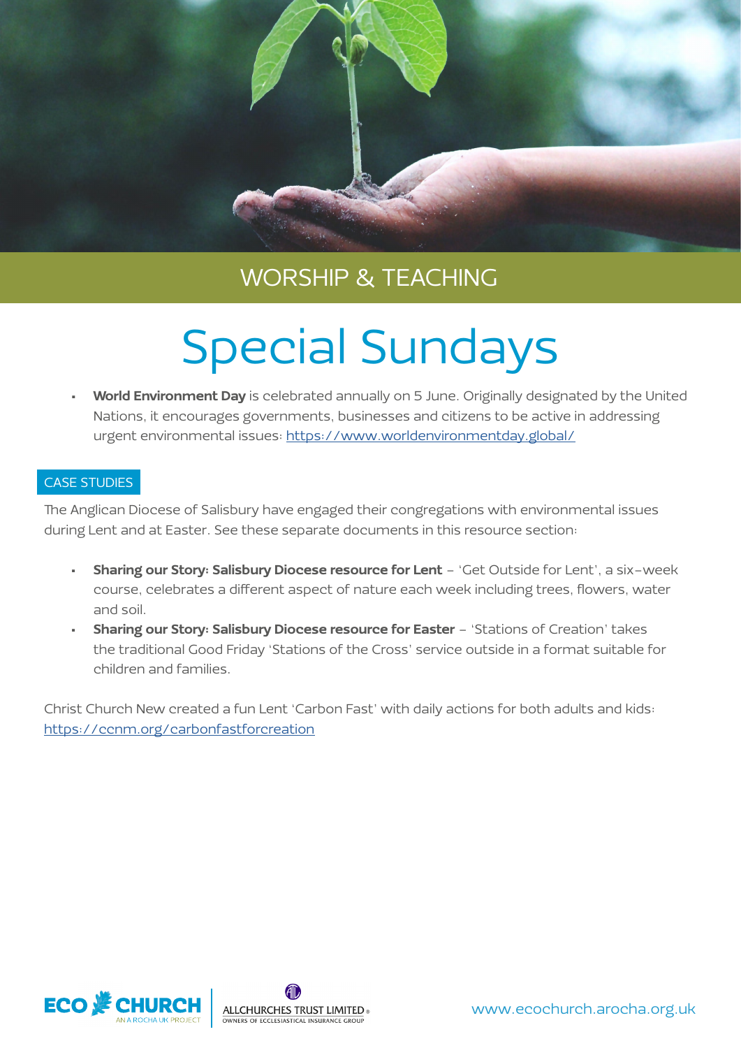WORSHIP & TEACHING

# Special Sundays

- **World Environment Day** is celebrated annually on 5 June. Originally designated by the United Nations, it encourages governments, businesses and citizens to be active in addressing urgent environmental issues: https://www.worldenvironmentday.global/

## CASE STUDIES

The Anglican Diocese of Salisbury have engaged their congregations with environmental issues during Lent and at Easter. See these separate documents in this resource section:

- **Sharing our Story: Salisbury Diocese resource for Lent** – 'Get Outside for Lent', a six-week course, celebrates a different aspect of nature each week including trees, flowers, water and soil.
- **Sharing our Story: Salisbury Diocese resource for Easter** – 'Stations of Creation' takes the traditional Good Friday 'Stations of the Cross' service outside in a format suitable for children and families.

Christ Church New created a fun Lent 'Carbon Fast' with daily actions for both adults and kids: https://ccnm.org/carbonfastforcreation